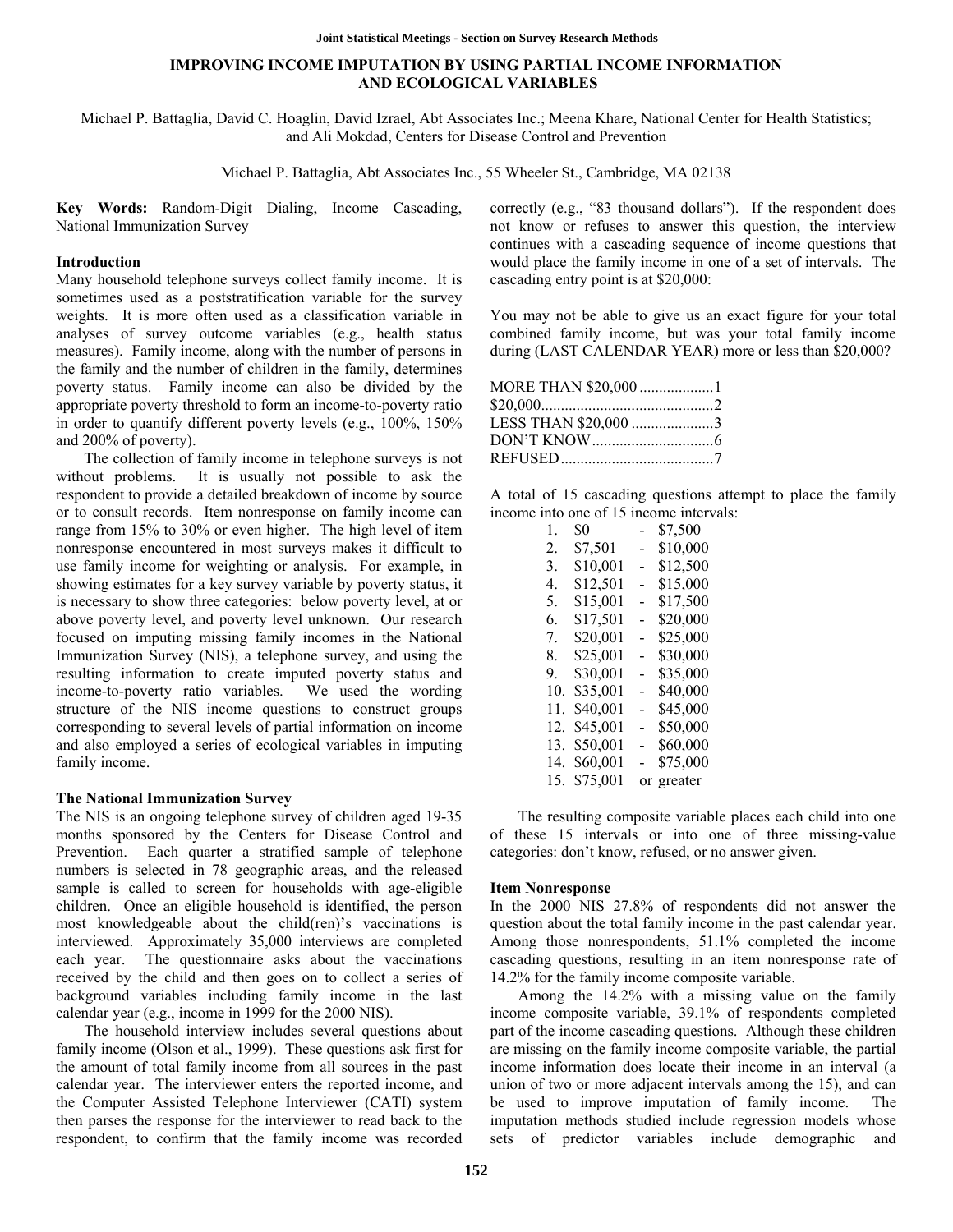# IMPROVING INCOME IMPUTATION BY USING PARTIAL INCOME INFORMATION AND ECOLOGICAL VARIABLES

Michael P. Battaglia, David C. Hoaglin, David Izrael, Abt Associates Inc.; Meena Khare, National Center for Health Statistics; and Ali Mokdad, Centers for Disease Control and Prevention

Michael P. Battaglia, Abt Associates Inc., 55 Wheeler St., Cambridge, MA 02138

**Key Words:** Random-Digit Dialing, Income Cascading, National Immunization Survey

## Introduction

Many household telephone surveys collect family income. It is sometimes used as a poststratification variable for the survey weights. It is more often used as a classification variable in analyses of survey outcome variables (e.g., health status measures). Family income, along with the number of persons in the family and the number of children in the family, determines poverty status. Family income can also be divided by the appropriate poverty threshold to form an income-to-poverty ratio in order to quantify different poverty levels (e.g., 100%, 150% and 200% of poverty).

The collection of family income in telephone surveys is not without problems. It is usually not possible to ask the respondent to provide a detailed breakdown of income by source or to consult records. Item nonresponse on family income can range from 15% to 30% or even higher. The high level of item nonresponse encountered in most surveys makes it difficult to use family income for weighting or analysis. For example, in showing estimates for a key survey variable by poverty status, it is necessary to show three categories: below poverty level, at or above poverty level, and poverty level unknown. Our research focused on imputing missing family incomes in the National Immunization Survey (NIS), a telephone survey, and using the resulting information to create imputed poverty status and income-to-poverty ratio variables. We used the wording structure of the NIS income questions to construct groups corresponding to several levels of partial information on income and also employed a series of ecological variables in imputing family income.

## The National Immunization Survey

The NIS is an ongoing telephone survey of children aged 19-35 months sponsored by the Centers for Disease Control and Prevention. Each quarter a stratified sample of telephone numbers is selected in 78 geographic areas, and the released sample is called to screen for households with age-eligible children. Once an eligible household is identified, the person most knowledgeable about the child(ren)'s vaccinations is interviewed. Approximately 35,000 interviews are completed each year. The questionnaire asks about the vaccinations received by the child and then goes on to collect a series of background variables including family income in the last calendar year (e.g., income in 1999 for the 2000 NIS).

The household interview includes several questions about family income (Olson et al., 1999). These questions ask first for the amount of total family income from all sources in the past calendar year. The interviewer enters the reported income, and the Computer Assisted Telephone Interviewer (CATI) system then parses the response for the interviewer to read back to the respondent, to confirm that the family income was recorded correctly (e.g., "83 thousand dollars"). If the respondent does not know or refuses to answer this question, the interview continues with a cascading sequence of income questions that would place the family income in one of a set of intervals. The cascading entry point is at $20,000:

You may not be able to give us an exact figure for your total combined family income, but was your total family income during (LAST CALENDAR YEAR) more or less than $20,000?

MORE THAN $20,000 ...................1
$20,000............................................2
LESS THAN $20,000 .....................3
DON'T KNOW...............................6
REFUSED.......................................7

A total of 15 cascading questions attempt to place the family income into one of 15 income intervals:

1. $0 - $7,500
2. $7,501 - $10,000
3. $10,001 - $12,500
4. $12,501 - $15,000
5. $15,001 - $17,500
6. $17,501 - $20,000
7. $20,001 - $25,000
8. $25,001 - $30,000
9. $30,001 - $35,000
10. $35,001 - $40,000
11. $40,001 - $45,000
12. $45,001 - $50,000
13. $50,001 - $60,000
14. $60,001 - $75,000
15. $75,001 or greater

The resulting composite variable places each child into one of these 15 intervals or into one of three missing-value categories: don't know, refused, or no answer given.

## Item Nonresponse

In the 2000 NIS 27.8% of respondents did not answer the question about the total family income in the past calendar year. Among those nonrespondents, 51.1% completed the income cascading questions, resulting in an item nonresponse rate of 14.2% for the family income composite variable.

Among the 14.2% with a missing value on the family income composite variable, 39.1% of respondents completed part of the income cascading questions. Although these children are missing on the family income composite variable, the partial income information does locate their income in an interval (a union of two or more adjacent intervals among the 15), and can be used to improve imputation of family income. The imputation methods studied include regression models whose sets of predictor variables include demographic and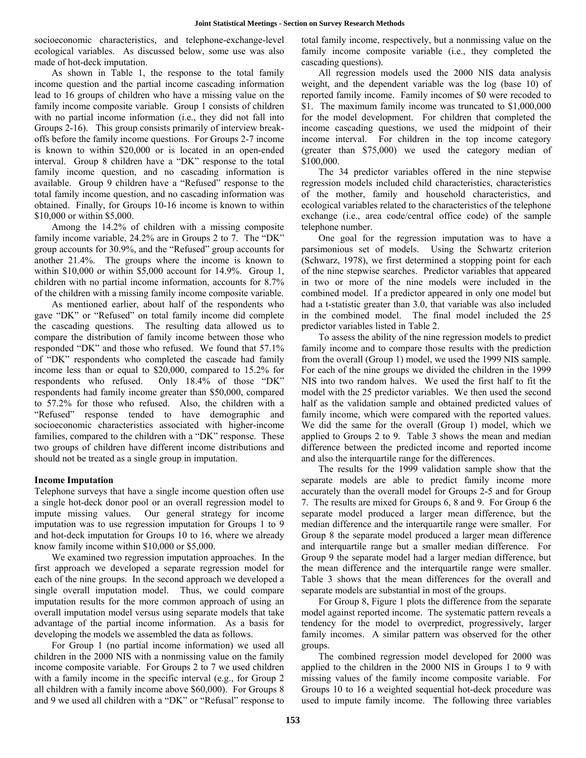socioeconomic characteristics, and telephone-exchange-level ecological variables. As discussed below, some use was also made of hot-deck imputation.

As shown in Table 1, the response to the total family income question and the partial income cascading information lead to 16 groups of children who have a missing value on the family income composite variable. Group 1 consists of children with no partial income information (i.e., they did not fall into Groups 2-16). This group consists primarily of interview break-offs before the family income questions. For Groups 2-7 income is known to within \$20,000 or is located in an open-ended interval. Group 8 children have a "DK" response to the total family income question, and no cascading information is available. Group 9 children have a "Refused" response to the total family income question, and no cascading information was obtained. Finally, for Groups 10-16 income is known to within \$10,000 or within \$5,000.

Among the 14.2% of children with a missing composite family income variable, 24.2% are in Groups 2 to 7. The "DK" group accounts for 30.9%, and the "Refused" group accounts for another 21.4%. The groups where the income is known to within \$10,000 or within \$5,000 account for 14.9%. Group 1, children with no partial income information, accounts for 8.7% of the children with a missing family income composite variable.

As mentioned earlier, about half of the respondents who gave "DK" or "Refused" on total family income did complete the cascading questions. The resulting data allowed us to compare the distribution of family income between those who responded "DK" and those who refused. We found that 57.1% of "DK" respondents who completed the cascade had family income less than or equal to \$20,000, compared to 15.2% for respondents who refused. Only 18.4% of those "DK" respondents had family income greater than \$50,000, compared to 57.2% for those who refused. Also, the children with a "Refused" response tended to have demographic and socioeconomic characteristics associated with higher-income families, compared to the children with a "DK" response. These two groups of children have different income distributions and should not be treated as a single group in imputation.

**Income Imputation**

Telephone surveys that have a single income question often use a single hot-deck donor pool or an overall regression model to impute missing values. Our general strategy for income imputation was to use regression imputation for Groups 1 to 9 and hot-deck imputation for Groups 10 to 16, where we already know family income within \$10,000 or \$5,000.

We examined two regression imputation approaches. In the first approach we developed a separate regression model for each of the nine groups. In the second approach we developed a single overall imputation model. Thus, we could compare imputation results for the more common approach of using an overall imputation model versus using separate models that take advantage of the partial income information. As a basis for developing the models we assembled the data as follows.

For Group 1 (no partial income information) we used all children in the 2000 NIS with a nonmissing value on the family income composite variable. For Groups 2 to 7 we used children with a family income in the specific interval (e.g., for Group 2 all children with a family income above \$60,000). For Groups 8 and 9 we used all children with a "DK" or "Refusal" response to total family income, respectively, but a nonmissing value on the family income composite variable (i.e., they completed the cascading questions).

All regression models used the 2000 NIS data analysis weight, and the dependent variable was the log (base 10) of reported family income. Family incomes of \$0 were recoded to \$1. The maximum family income was truncated to \$1,000,000 for the model development. For children that completed the income cascading questions, we used the midpoint of their income interval. For children in the top income category (greater than \$75,000) we used the category median of \$100,000.

The 34 predictor variables offered in the nine stepwise regression models included child characteristics, characteristics of the mother, family and household characteristics, and ecological variables related to the characteristics of the telephone exchange (i.e., area code/central office code) of the sample telephone number.

One goal for the regression imputation was to have a parsimonious set of models. Using the Schwartz criterion (Schwarz, 1978), we first determined a stopping point for each of the nine stepwise searches. Predictor variables that appeared in two or more of the nine models were included in the combined model. If a predictor appeared in only one model but had a t-statistic greater than 3.0, that variable was also included in the combined model. The final model included the 25 predictor variables listed in Table 2.

To assess the ability of the nine regression models to predict family income and to compare those results with the prediction from the overall (Group 1) model, we used the 1999 NIS sample. For each of the nine groups we divided the children in the 1999 NIS into two random halves. We used the first half to fit the model with the 25 predictor variables. We then used the second half as the validation sample and obtained predicted values of family income, which were compared with the reported values. We did the same for the overall (Group 1) model, which we applied to Groups 2 to 9. Table 3 shows the mean and median difference between the predicted income and reported income and also the interquartile range for the differences.

The results for the 1999 validation sample show that the separate models are able to predict family income more accurately than the overall model for Groups 2-5 and for Group 7. The results are mixed for Groups 6, 8 and 9. For Group 6 the separate model produced a larger mean difference, but the median difference and the interquartile range were smaller. For Group 8 the separate model produced a larger mean difference and interquartile range but a smaller median difference. For Group 9 the separate model had a larger median difference, but the mean difference and the interquartile range were smaller. Table 3 shows that the mean differences for the overall and separate models are substantial in most of the groups.

For Group 8, Figure 1 plots the difference from the separate model against reported income. The systematic pattern reveals a tendency for the model to overpredict, progressively, larger family incomes. A similar pattern was observed for the other groups.

The combined regression model developed for 2000 was applied to the children in the 2000 NIS in Groups 1 to 9 with missing values of the family income composite variable. For Groups 10 to 16 a weighted sequential hot-deck procedure was used to impute family income. The following three variables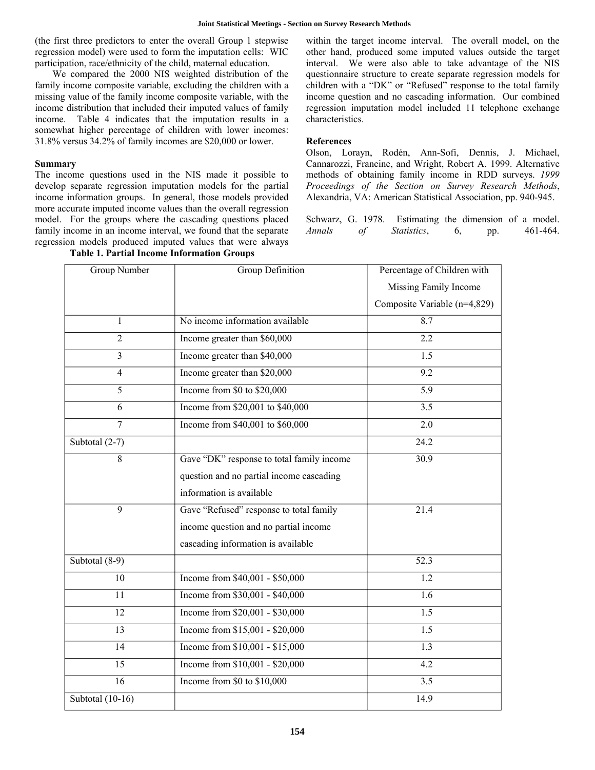(the first three predictors to enter the overall Group 1 stepwise regression model) were used to form the imputation cells: WIC participation, race/ethnicity of the child, maternal education.

We compared the 2000 NIS weighted distribution of the family income composite variable, excluding the children with a missing value of the family income composite variable, with the income distribution that included their imputed values of family income. Table 4 indicates that the imputation results in a somewhat higher percentage of children with lower incomes: 31.8% versus 34.2% of family incomes are $20,000 or lower.

**Summary**

The income questions used in the NIS made it possible to develop separate regression imputation models for the partial income information groups. In general, those models provided more accurate imputed income values than the overall regression model. For the groups where the cascading questions placed family income in an income interval, we found that the separate regression models produced imputed values that were always within the target income interval. The overall model, on the other hand, produced some imputed values outside the target interval. We were also able to take advantage of the NIS questionnaire structure to create separate regression models for children with a "DK" or "Refused" response to the total family income question and no cascading information. Our combined regression imputation model included 11 telephone exchange characteristics.

**References**

Olson, Lorayn, Rodén, Ann-Sofi, Dennis, J. Michael, Cannarozzi, Francine, and Wright, Robert A. 1999. Alternative methods of obtaining family income in RDD surveys. *1999 Proceedings of the Section on Survey Research Methods*, Alexandria, VA: American Statistical Association, pp. 940-945.

Schwarz, G. 1978. Estimating the dimension of a model. *Annals of Statistics*, 6, pp. 461-464.

**Table 1. Partial Income Information Groups**

| Group Number | Group Definition | Percentage of Children with Missing Family Income Composite Variable (n=4,829) |
|---|---|---|
| 1 | No income information available | 8.7 |
| 2 | Income greater than $60,000 | 2.2 |
| 3 | Income greater than $40,000 | 1.5 |
| 4 | Income greater than $20,000 | 9.2 |
| 5 | Income from $0 to $20,000 | 5.9 |
| 6 | Income from $20,001 to $40,000 | 3.5 |
| 7 | Income from $40,001 to $60,000 | 2.0 |
| Subtotal (2-7) | | 24.2 |
| 8 | Gave "DK" response to total family income question and no partial income cascading information is available | 30.9 |
| 9 | Gave "Refused" response to total family income question and no partial income cascading information is available | 21.4 |
| Subtotal (8-9) | | 52.3 |
| 10 | Income from $40,001 - $50,000 | 1.2 |
| 11 | Income from $30,001 - $40,000 | 1.6 |
| 12 | Income from $20,001 - $30,000 | 1.5 |
| 13 | Income from $15,001 - $20,000 | 1.5 |
| 14 | Income from $10,001 - $15,000 | 1.3 |
| 15 | Income from $10,001 - $20,000 | 4.2 |
| 16 | Income from $0 to $10,000 | 3.5 |
| Subtotal (10-16) | | 14.9 |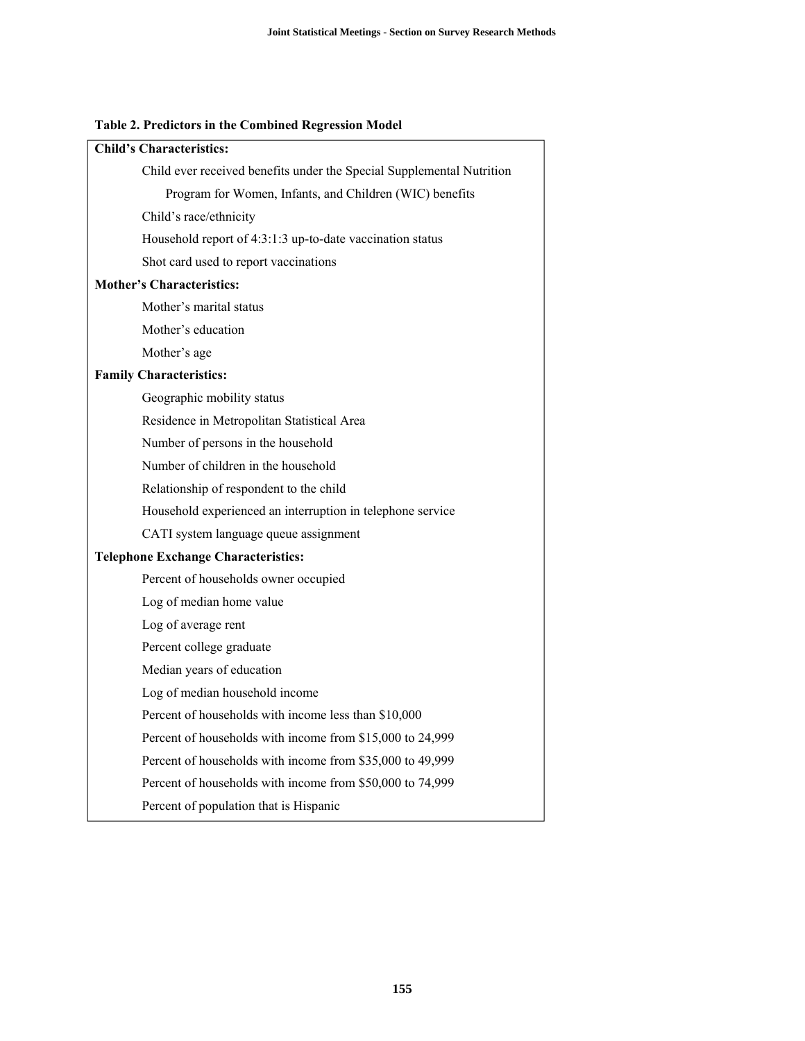**Table 2. Predictors in the Combined Regression Model**

| **Child's Characteristics:** |
|---|
| Child ever received benefits under the Special Supplemental Nutrition Program for Women, Infants, and Children (WIC) benefits |
| Child's race/ethnicity |
| Household report of 4:3:1:3 up-to-date vaccination status |
| Shot card used to report vaccinations |
| **Mother's Characteristics:** |
| Mother's marital status |
| Mother's education |
| Mother's age |
| **Family Characteristics:** |
| Geographic mobility status |
| Residence in Metropolitan Statistical Area |
| Number of persons in the household |
| Number of children in the household |
| Relationship of respondent to the child |
| Household experienced an interruption in telephone service |
| CATI system language queue assignment |
| **Telephone Exchange Characteristics:** |
| Percent of households owner occupied |
| Log of median home value |
| Log of average rent |
| Percent college graduate |
| Median years of education |
| Log of median household income |
| Percent of households with income less than $10,000 |
| Percent of households with income from $15,000 to 24,999 |
| Percent of households with income from $35,000 to 49,999 |
| Percent of households with income from $50,000 to 74,999 |
| Percent of population that is Hispanic |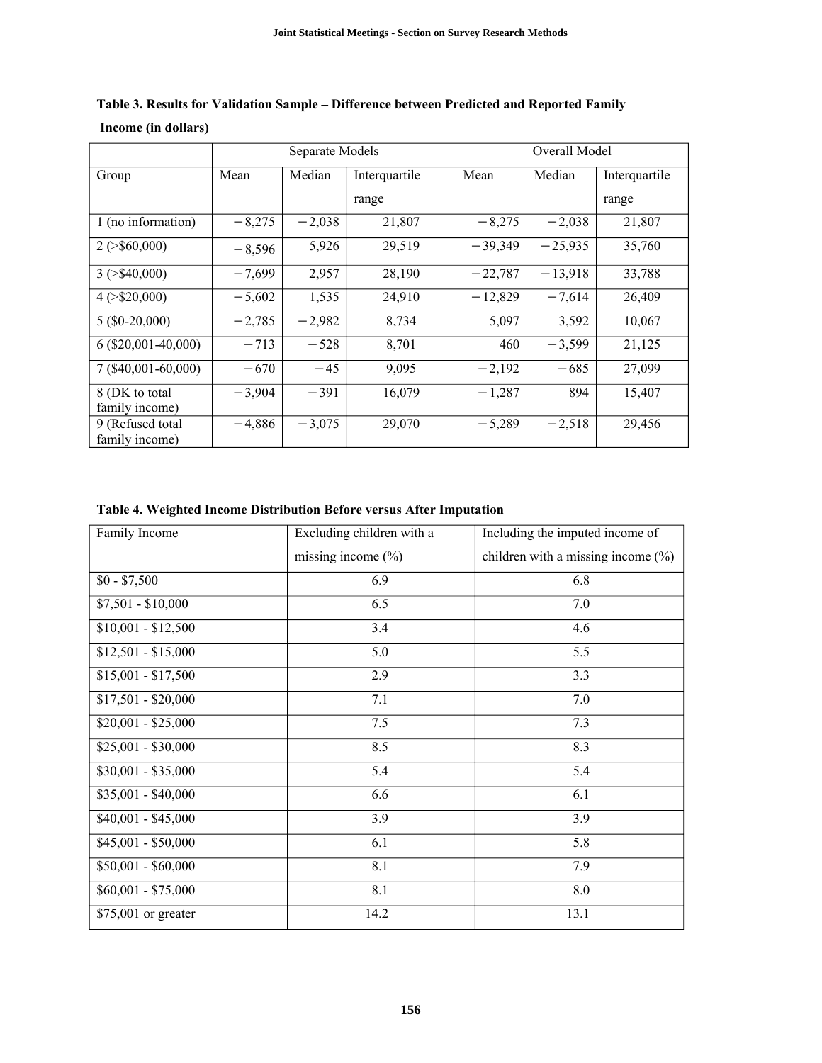**Table 3. Results for Validation Sample – Difference between Predicted and Reported Family Income (in dollars)**

| | Separate Models | | | Overall Model | | |
|---|---|---|---|---|---|---|
| Group | Mean | Median | Interquartile range | Mean | Median | Interquartile range |
| 1 (no information) | −8,275 | −2,038 | 21,807 | −8,275 | −2,038 | 21,807 |
| 2 (>$60,000) | −8,596 | 5,926 | 29,519 | −39,349 | −25,935 | 35,760 |
| 3 (>$40,000) | −7,699 | 2,957 | 28,190 | −22,787 | −13,918 | 33,788 |
| 4 (>$20,000) | −5,602 | 1,535 | 24,910 | −12,829 | −7,614 | 26,409 |
| 5 ($0-20,000) | −2,785 | −2,982 | 8,734 | 5,097 | 3,592 | 10,067 |
| 6 ($20,001-40,000) | −713 | −528 | 8,701 | 460 | −3,599 | 21,125 |
| 7 ($40,001-60,000) | −670 | −45 | 9,095 | −2,192 | −685 | 27,099 |
| 8 (DK to total family income) | −3,904 | −391 | 16,079 | −1,287 | 894 | 15,407 |
| 9 (Refused total family income) | −4,886 | −3,075 | 29,070 | −5,289 | −2,518 | 29,456 |

**Table 4. Weighted Income Distribution Before versus After Imputation**

| Family Income | Excluding children with a missing income (%) | Including the imputed income of children with a missing income (%) |
|---|---|---|
| $0 - $7,500 | 6.9 | 6.8 |
| $7,501 - $10,000 | 6.5 | 7.0 |
| $10,001 - $12,500 | 3.4 | 4.6 |
| $12,501 - $15,000 | 5.0 | 5.5 |
| $15,001 - $17,500 | 2.9 | 3.3 |
| $17,501 - $20,000 | 7.1 | 7.0 |
| $20,001 - $25,000 | 7.5 | 7.3 |
| $25,001 - $30,000 | 8.5 | 8.3 |
| $30,001 - $35,000 | 5.4 | 5.4 |
| $35,001 - $40,000 | 6.6 | 6.1 |
| $40,001 - $45,000 | 3.9 | 3.9 |
| $45,001 - $50,000 | 6.1 | 5.8 |
| $50,001 - $60,000 | 8.1 | 7.9 |
| $60,001 - $75,000 | 8.1 | 8.0 |
| $75,001 or greater | 14.2 | 13.1 |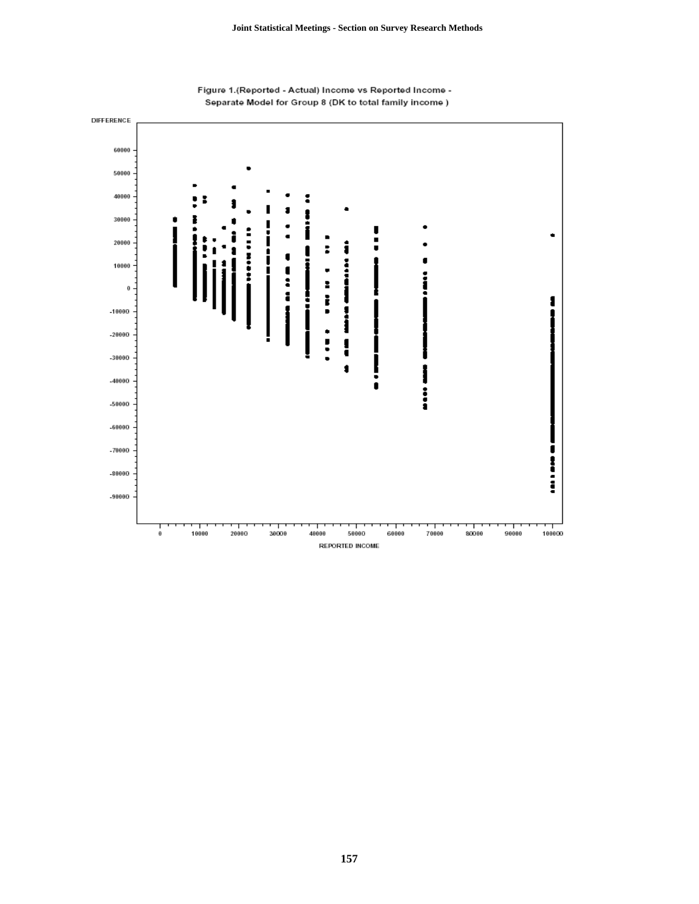Figure 1.(Reported - Actual) Income vs Reported Income - Separate Model for Group 8 (DK to total family income )

DIFFERENCE

60000
50000
40000
30000
20000
10000
0
-10000
-20000
-30000
-40000
-50000
-60000
-70000
-80000
-90000

0
10000
20000
30000
40000
50000
60000
70000
80000
90000
100000

REPORTED INCOME